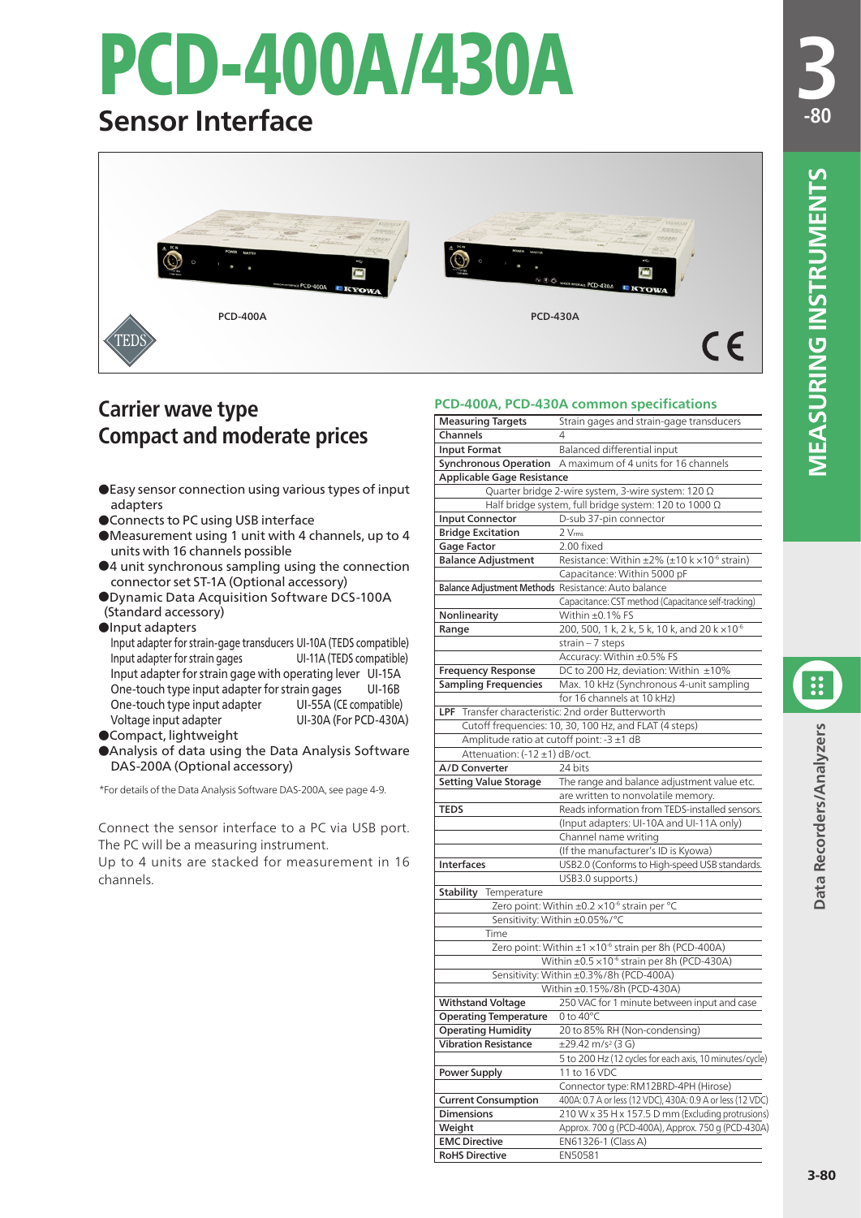# PCD-400A/430A

## Sensor Interface

PCD-400A

PCD-430A

## Carrier wave type
## Compact and moderate prices

- ●Easy sensor connection using various types of input adapters
- ●Connects to PC using USB interface
- ●Measurement using 1 unit with 4 channels, up to 4 units with 16 channels possible
- ●4 unit synchronous sampling using the connection connector set ST-1A (Optional accessory)
- ●Dynamic Data Acquisition Software DCS-100A (Standard accessory)
- ●Input adapters
  - Input adapter for strain-gage transducers UI-10A (TEDS compatible)
  - Input adapter for strain gages UI-11A (TEDS compatible)
  - Input adapter for strain gage with operating lever UI-15A
  - One-touch type input adapter for strain gages UI-16B
  - One-touch type input adapter UI-55A (CE compatible)
  - Voltage input adapter UI-30A (For PCD-430A)
- ●Compact, lightweight
- ●Analysis of data using the Data Analysis Software DAS-200A (Optional accessory)

*For details of the Data Analysis Software DAS-200A, see page 4-9.

Connect the sensor interface to a PC via USB port. The PC will be a measuring instrument.
Up to 4 units are stacked for measurement in 16 channels.

### PCD-400A, PCD-430A common specifications

| | |
|---|---|
| **Measuring Targets** | Strain gages and strain-gage transducers |
| **Channels** | 4 |
| **Input Format** | Balanced differential input |
| **Synchronous Operation** | A maximum of 4 units for 16 channels |
| **Applicable Gage Resistance** | |
| Quarter bridge 2-wire system, 3-wire system: 120 Ω | |
| Half bridge system, full bridge system: 120 to 1000 Ω | |
| **Input Connector** | D-sub 37-pin connector |
| **Bridge Excitation** | 2 $V_{rms}$ |
| **Gage Factor** | 2.00 fixed |
| **Balance Adjustment** | Resistance: Within ±2% (±10 k ×$10^{-6}$ strain) |
| | Capacitance: Within 5000 pF |
| **Balance Adjustment Methods** | Resistance: Auto balance |
| | Capacitance: CST method (Capacitance self-tracking) |
| **Nonlinearity** | Within ±0.1% FS |
| **Range** | 200, 500, 1 k, 2 k, 5 k, 10 k, and 20 k ×$10^{-6}$ |
| | strain – 7 steps |
| | Accuracy: Within ±0.5% FS |
| **Frequency Response** | DC to 200 Hz, deviation: Within ±10% |
| **Sampling Frequencies** | Max. 10 kHz (Synchronous 4-unit sampling |
| | for 16 channels at 10 kHz) |
| **LPF** Transfer characteristic: 2nd order Butterworth | |
| Cutoff frequencies: 10, 30, 100 Hz, and FLAT (4 steps) | |
| Amplitude ratio at cutoff point: -3 ±1 dB | |
| Attenuation: (-12 ±1) dB/oct. | |
| **A/D Converter** | 24 bits |
| **Setting Value Storage** | The range and balance adjustment value etc. |
| | are written to nonvolatile memory. |
| **TEDS** | Reads information from TEDS-installed sensors. |
| | (Input adapters: UI-10A and UI-11A only) |
| | Channel name writing |
| | (If the manufacturer's ID is Kyowa) |
| **Interfaces** | USB2.0 (Conforms to High-speed USB standards. |
| | USB3.0 supports.) |
| **Stability** Temperature | |
| Zero point: Within ±0.2 ×$10^{-6}$ strain per °C | |
| Sensitivity: Within ±0.05%/°C | |
| Time | |
| Zero point: Within ±1 ×$10^{-6}$ strain per 8h (PCD-400A) | |
| Within ±0.5 ×$10^{-6}$ strain per 8h (PCD-430A) | |
| Sensitivity: Within ±0.3%/8h (PCD-400A) | |
| Within ±0.15%/8h (PCD-430A) | |
| **Withstand Voltage** | 250 VAC for 1 minute between input and case |
| **Operating Temperature** | 0 to 40°C |
| **Operating Humidity** | 20 to 85% RH (Non-condensing) |
| **Vibration Resistance** | ±29.42 m/s² (3 G) |
| | 5 to 200 Hz (12 cycles for each axis, 10 minutes/cycle) |
| **Power Supply** | 11 to 16 VDC |
| | Connector type: RM12BRD-4PH (Hirose) |
| **Current Consumption** | 400A: 0.7 A or less (12 VDC), 430A: 0.9 A or less (12 VDC) |
| **Dimensions** | 210 W x 35 H x 157.5 D mm (Excluding protrusions) |
| **Weight** | Approx. 700 g (PCD-400A), Approx. 750 g (PCD-430A) |
| **EMC Directive** | EN61326-1 (Class A) |
| **RoHS Directive** | EN50581 |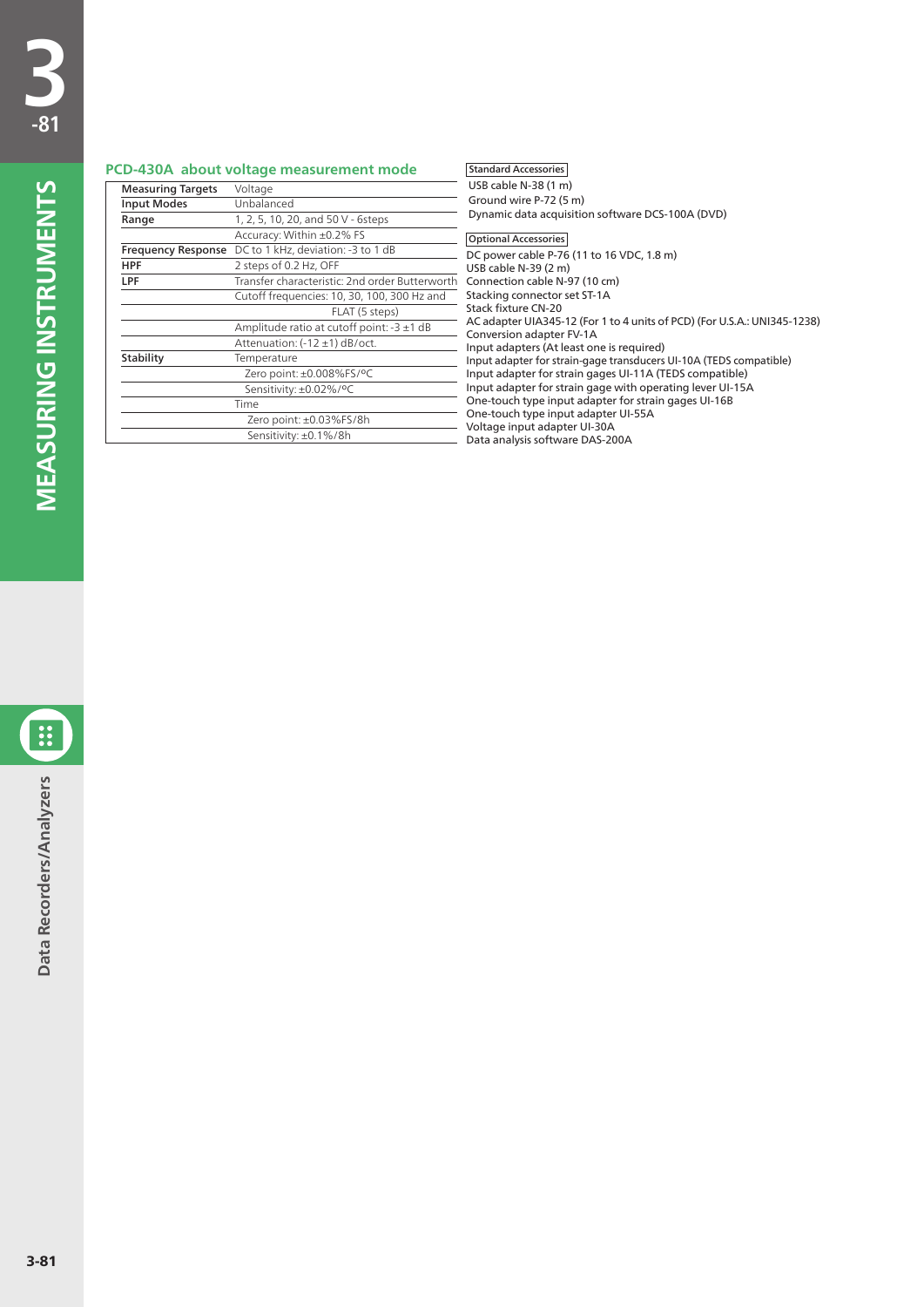## PCD-430A about voltage measurement mode

| | |
|---|---|
| **Measuring Targets** | Voltage |
| **Input Modes** | Unbalanced |
| **Range** | 1, 2, 5, 10, 20, and 50 V - 6steps |
| | Accuracy: Within ±0.2% FS |
| **Frequency Response** | DC to 1 kHz, deviation: -3 to 1 dB |
| **HPF** | 2 steps of 0.2 Hz, OFF |
| **LPF** | Transfer characteristic: 2nd order Butterworth |
| | Cutoff frequencies: 10, 30, 100, 300 Hz and FLAT (5 steps) |
| | Amplitude ratio at cutoff point: -3 ±1 dB |
| | Attenuation: (-12 ±1) dB/oct. |
| **Stability** | Temperature |
| | Zero point: ±0.008%FS/°C |
| | Sensitivity: ±0.02%/°C |
| | Time |
| | Zero point: ±0.03%FS/8h |
| | Sensitivity: ±0.1%/8h |

**Standard Accessories**

USB cable N-38 (1 m)
Ground wire P-72 (5 m)
Dynamic data acquisition software DCS-100A (DVD)

**Optional Accessories**

DC power cable P-76 (11 to 16 VDC, 1.8 m)
USB cable N-39 (2 m)
Connection cable N-97 (10 cm)
Stacking connector set ST-1A
Stack fixture CN-20
AC adapter UIA345-12 (For 1 to 4 units of PCD) (For U.S.A.: UNI345-1238)
Conversion adapter FV-1A
Input adapters (At least one is required)
Input adapter for strain-gage transducers UI-10A (TEDS compatible)
Input adapter for strain gages UI-11A (TEDS compatible)
Input adapter for strain gage with operating lever UI-15A
One-touch type input adapter for strain gages UI-16B
One-touch type input adapter UI-55A
Voltage input adapter UI-30A
Data analysis software DAS-200A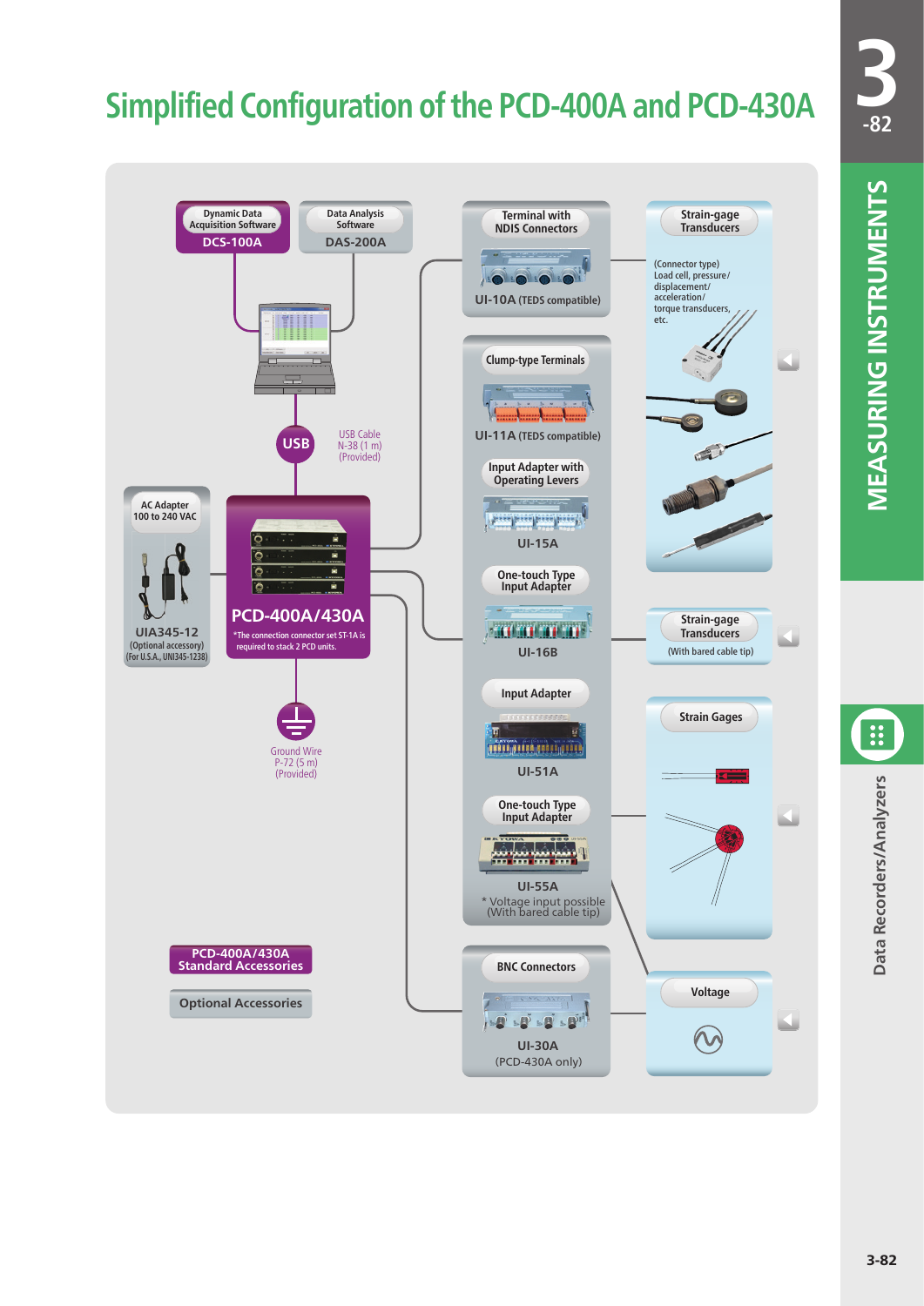# Simplified Configuration of the PCD-400A and PCD-430A

**Dynamic Data Acquisition Software**
DCS-100A

**Data Analysis Software**
DAS-200A

USB

USB Cable
N-38 (1 m)
(Provided)

**AC Adapter 100 to 240 VAC**
UIA345-12
(Optional accessory)
(For U.S.A., UNI345-1238)

**PCD-400A/430A**
*The connection connector set ST-1A is required to stack 2 PCD units.

Ground Wire
P-72 (5 m)
(Provided)

**Terminal with NDIS Connectors**
UI-10A (TEDS compatible)

**Clump-type Terminals**
UI-11A (TEDS compatible)

**Input Adapter with Operating Levers**
UI-15A

**One-touch Type Input Adapter**
UI-16B

**Input Adapter**
UI-51A

**One-touch Type Input Adapter**
UI-55A
* Voltage input possible
(With bared cable tip)

**BNC Connectors**
UI-30A
(PCD-430A only)

**Strain-gage Transducers**
(Connector type)
Load cell, pressure/displacement/acceleration/torque transducers, etc.

**Strain-gage Transducers**
(With bared cable tip)

**Strain Gages**

**Voltage**

PCD-400A/430A Standard Accessories

Optional Accessories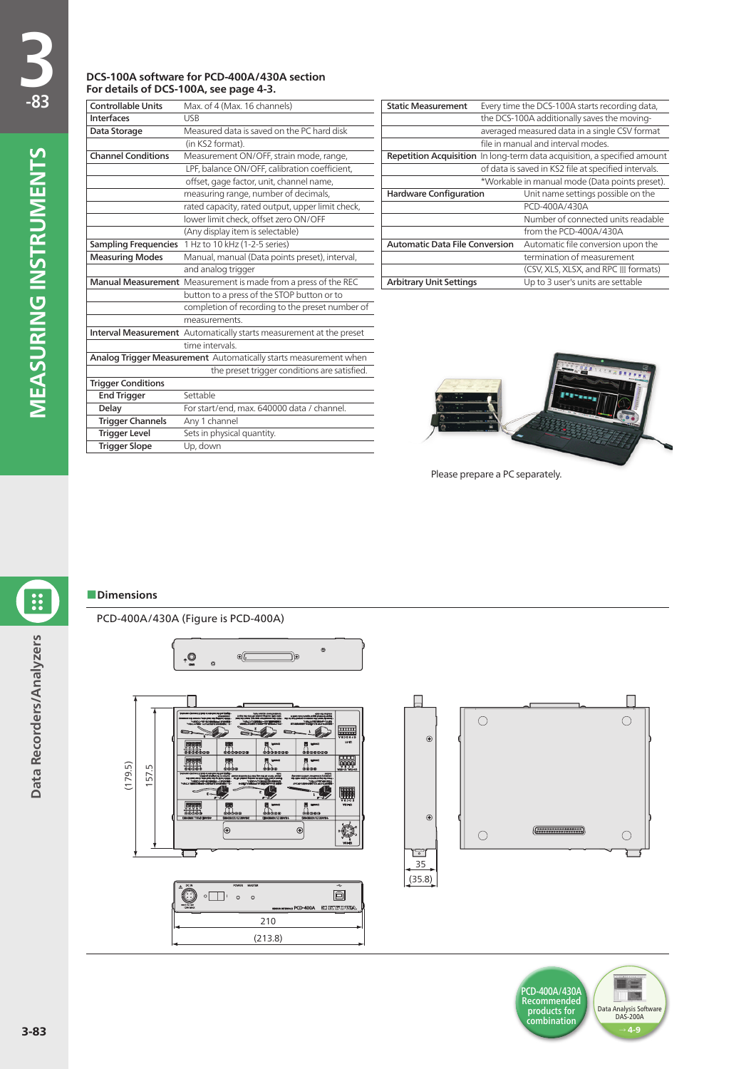**DCS-100A software for PCD-400A/430A section**
**For details of DCS-100A, see page 4-3.**

| | |
|---|---|
| **Controllable Units** | Max. of 4 (Max. 16 channels) |
| **Interfaces** | USB |
| **Data Storage** | Measured data is saved on the PC hard disk (in KS2 format). |
| **Channel Conditions** | Measurement ON/OFF, strain mode, range, LPF, balance ON/OFF, calibration coefficient, offset, gage factor, unit, channel name, measuring range, number of decimals, rated capacity, rated output, upper limit check, lower limit check, offset zero ON/OFF (Any display item is selectable) |
| **Sampling Frequencies** | 1 Hz to 10 kHz (1-2-5 series) |
| **Measuring Modes** | Manual, manual (Data points preset), interval, and analog trigger |
| **Manual Measurement** | Measurement is made from a press of the REC button to a press of the STOP button or to completion of recording to the preset number of measurements. |
| **Interval Measurement** | Automatically starts measurement at the preset time intervals. |
| **Analog Trigger Measurement** | Automatically starts measurement when the preset trigger conditions are satisfied. |
| **Trigger Conditions** | |
| **End Trigger** | Settable |
| **Delay** | For start/end, max. 640000 data / channel. |
| **Trigger Channels** | Any 1 channel |
| **Trigger Level** | Sets in physical quantity. |
| **Trigger Slope** | Up, down |

| | |
|---|---|
| **Static Measurement** | Every time the DCS-100A starts recording data, the DCS-100A additionally saves the moving-averaged measured data in a single CSV format file in manual and interval modes. |
| **Repetition Acquisition** | In long-term data acquisition, a specified amount of data is saved in KS2 file at specified intervals. *Workable in manual mode (Data points preset). |
| **Hardware Configuration** | Unit name settings possible on the PCD-400A/430A<br>Number of connected units readable from the PCD-400A/430A |
| **Automatic Data File Conversion** | Automatic file conversion upon the termination of measurement (CSV, XLS, XLSX, and RPC III formats) |
| **Arbitrary Unit Settings** | Up to 3 user's units are settable |

Please prepare a PC separately.

## Dimensions

PCD-400A/430A (Figure is PCD-400A)

(179.5)
157.5
35
(35.8)
210
(213.8)

PCD-400A/430A Recommended products for combination

Data Analysis Software DAS-200A → 4-9